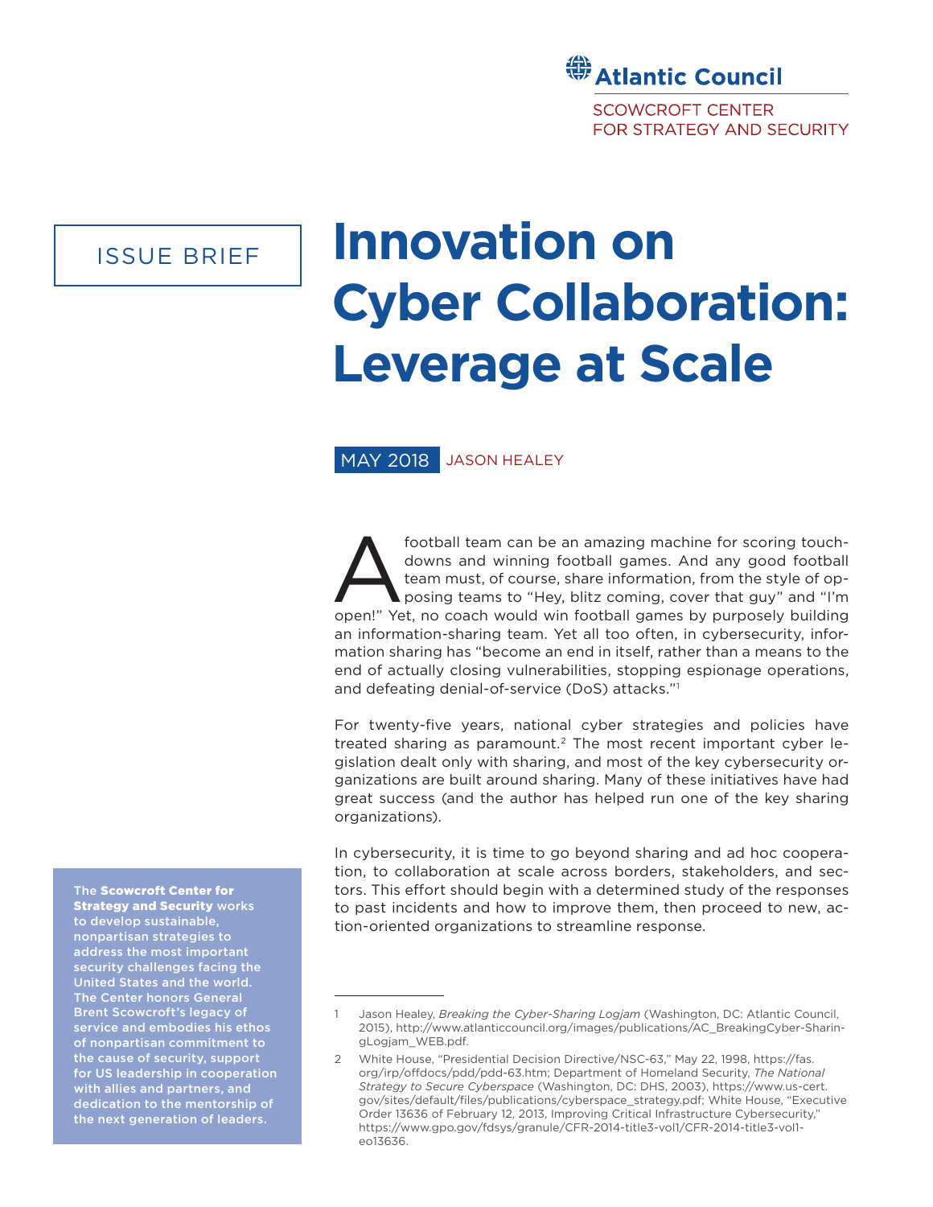Atlantic Council

SCOWCROFT CENTER FOR STRATEGY AND SECURITY

ISSUE BRIEF

# Innovation on Cyber Collaboration: Leverage at Scale

MAY 2018 JASON HEALEY

A football team can be an amazing machine for scoring touchdowns and winning football games. And any good football team must, of course, share information, from the style of opposing teams to "Hey, blitz coming, cover that guy" and "I'm open!" Yet, no coach would win football games by purposely building an information-sharing team. Yet all too often, in cybersecurity, information sharing has "become an end in itself, rather than a means to the end of actually closing vulnerabilities, stopping espionage operations, and defeating denial-of-service (DoS) attacks."[1]

For twenty-five years, national cyber strategies and policies have treated sharing as paramount.[2] The most recent important cyber legislation dealt only with sharing, and most of the key cybersecurity organizations are built around sharing. Many of these initiatives have had great success (and the author has helped run one of the key sharing organizations).

In cybersecurity, it is time to go beyond sharing and ad hoc cooperation, to collaboration at scale across borders, stakeholders, and sectors. This effort should begin with a determined study of the responses to past incidents and how to improve them, then proceed to new, action-oriented organizations to streamline response.

The **Scowcroft Center for Strategy and Security** works to develop sustainable, nonpartisan strategies to address the most important security challenges facing the United States and the world. The Center honors General Brent Scowcroft's legacy of service and embodies his ethos of nonpartisan commitment to the cause of security, support for US leadership in cooperation with allies and partners, and dedication to the mentorship of the next generation of leaders.

---

1 Jason Healey, *Breaking the Cyber-Sharing Logjam* (Washington, DC: Atlantic Council, 2015), http://www.atlanticcouncil.org/images/publications/AC_BreakingCyber-SharingLogjam_WEB.pdf.

2 White House, "Presidential Decision Directive/NSC-63," May 22, 1998, https://fas.org/irp/offdocs/pdd/pdd-63.htm; Department of Homeland Security, *The National Strategy to Secure Cyberspace* (Washington, DC: DHS, 2003), https://www.us-cert.gov/sites/default/files/publications/cyberspace_strategy.pdf; White House, "Executive Order 13636 of February 12, 2013, Improving Critical Infrastructure Cybersecurity," https://www.gpo.gov/fdsys/granule/CFR-2014-title3-vol1/CFR-2014-title3-vol1-eo13636.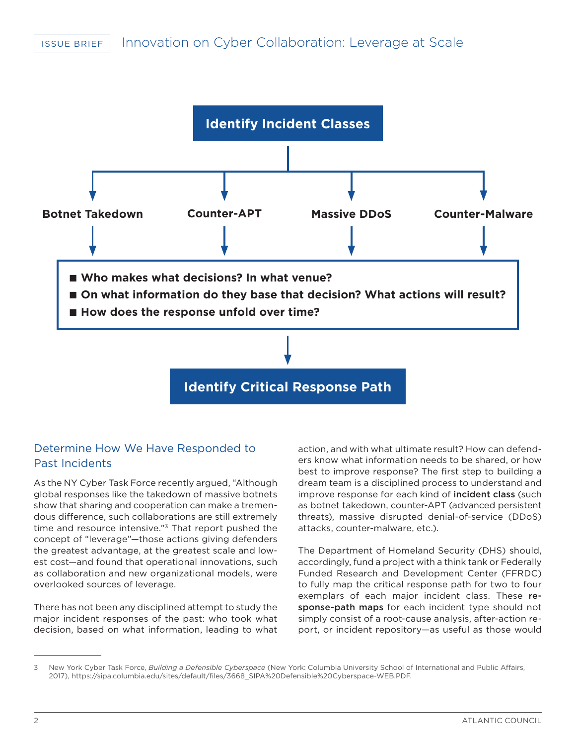**Identify Incident Classes**

- **Botnet Takedown**
- **Counter-APT**
- **Massive DDoS**
- **Counter-Malware**

- **Who makes what decisions? In what venue?**
- **On what information do they base that decision? What actions will result?**
- **How does the response unfold over time?**

**Identify Critical Response Path**

## Determine How We Have Responded to Past Incidents

As the NY Cyber Task Force recently argued, "Although global responses like the takedown of massive botnets show that sharing and cooperation can make a tremendous difference, such collaborations are still extremely time and resource intensive."[3] That report pushed the concept of "leverage"—those actions giving defenders the greatest advantage, at the greatest scale and lowest cost—and found that operational innovations, such as collaboration and new organizational models, were overlooked sources of leverage.

There has not been any disciplined attempt to study the major incident responses of the past: who took what decision, based on what information, leading to what action, and with what ultimate result? How can defenders know what information needs to be shared, or how best to improve response? The first step to building a dream team is a disciplined process to understand and improve response for each kind of **incident class** (such as botnet takedown, counter-APT (advanced persistent threats), massive disrupted denial-of-service (DDoS) attacks, counter-malware, etc.).

The Department of Homeland Security (DHS) should, accordingly, fund a project with a think tank or Federally Funded Research and Development Center (FFRDC) to fully map the critical response path for two to four exemplars of each major incident class. These **response-path maps** for each incident type should not simply consist of a root-cause analysis, after-action report, or incident repository—as useful as those would

3 New York Cyber Task Force, *Building a Defensible Cyberspace* (New York: Columbia University School of International and Public Affairs, 2017), https://sipa.columbia.edu/sites/default/files/3668_SIPA%20Defensible%20Cyberspace-WEB.PDF.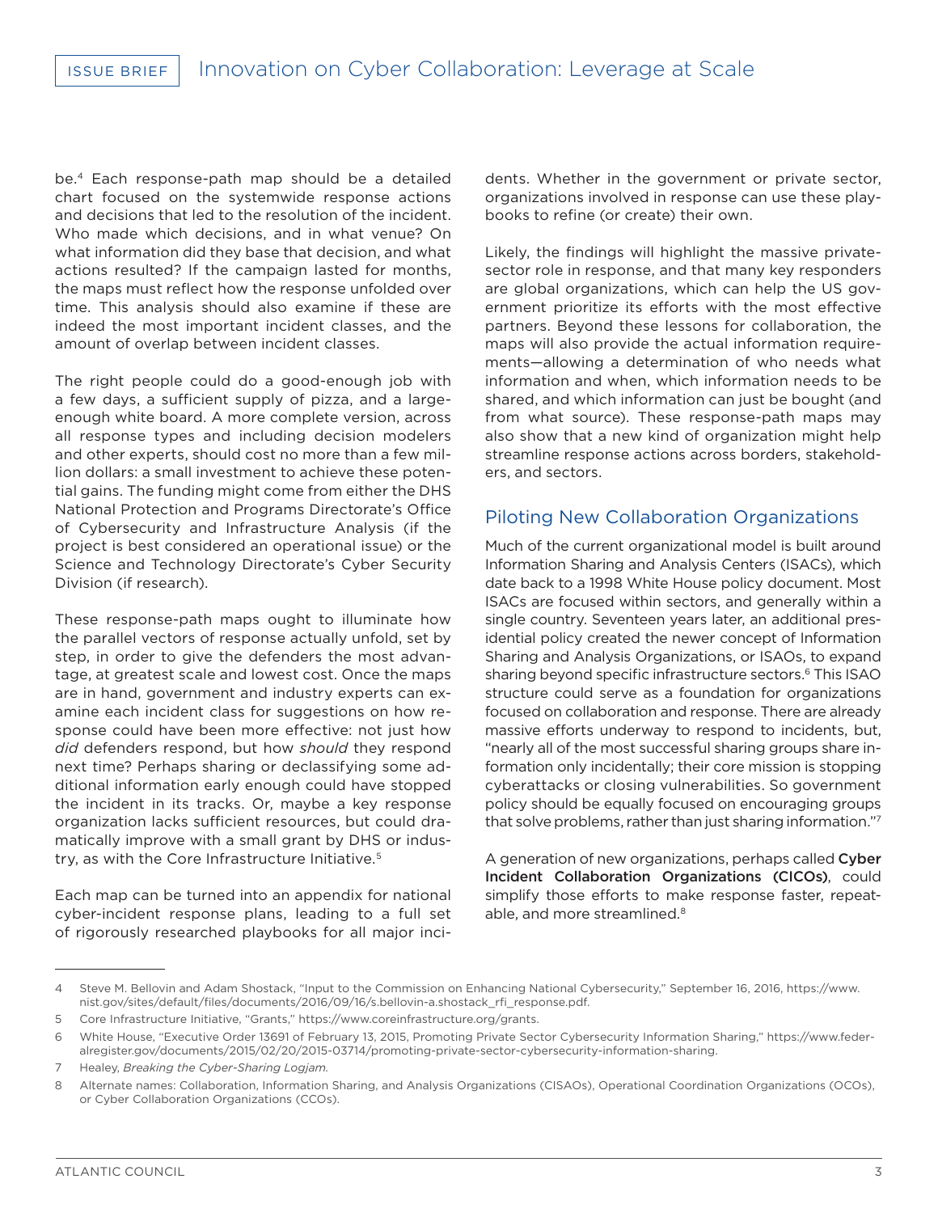be.[4] Each response-path map should be a detailed chart focused on the systemwide response actions and decisions that led to the resolution of the incident. Who made which decisions, and in what venue? On what information did they base that decision, and what actions resulted? If the campaign lasted for months, the maps must reflect how the response unfolded over time. This analysis should also examine if these are indeed the most important incident classes, and the amount of overlap between incident classes.

The right people could do a good-enough job with a few days, a sufficient supply of pizza, and a large-enough white board. A more complete version, across all response types and including decision modelers and other experts, should cost no more than a few million dollars: a small investment to achieve these potential gains. The funding might come from either the DHS National Protection and Programs Directorate's Office of Cybersecurity and Infrastructure Analysis (if the project is best considered an operational issue) or the Science and Technology Directorate's Cyber Security Division (if research).

These response-path maps ought to illuminate how the parallel vectors of response actually unfold, set by step, in order to give the defenders the most advantage, at greatest scale and lowest cost. Once the maps are in hand, government and industry experts can examine each incident class for suggestions on how response could have been more effective: not just how *did* defenders respond, but how *should* they respond next time? Perhaps sharing or declassifying some additional information early enough could have stopped the incident in its tracks. Or, maybe a key response organization lacks sufficient resources, but could dramatically improve with a small grant by DHS or industry, as with the Core Infrastructure Initiative.[5]

Each map can be turned into an appendix for national cyber-incident response plans, leading to a full set of rigorously researched playbooks for all major incidents. Whether in the government or private sector, organizations involved in response can use these playbooks to refine (or create) their own.

Likely, the findings will highlight the massive private-sector role in response, and that many key responders are global organizations, which can help the US government prioritize its efforts with the most effective partners. Beyond these lessons for collaboration, the maps will also provide the actual information requirements—allowing a determination of who needs what information and when, which information needs to be shared, and which information can just be bought (and from what source). These response-path maps may also show that a new kind of organization might help streamline response actions across borders, stakeholders, and sectors.

## Piloting New Collaboration Organizations

Much of the current organizational model is built around Information Sharing and Analysis Centers (ISACs), which date back to a 1998 White House policy document. Most ISACs are focused within sectors, and generally within a single country. Seventeen years later, an additional presidential policy created the newer concept of Information Sharing and Analysis Organizations, or ISAOs, to expand sharing beyond specific infrastructure sectors.[6] This ISAO structure could serve as a foundation for organizations focused on collaboration and response. There are already massive efforts underway to respond to incidents, but, "nearly all of the most successful sharing groups share information only incidentally; their core mission is stopping cyberattacks or closing vulnerabilities. So government policy should be equally focused on encouraging groups that solve problems, rather than just sharing information."[7]

A generation of new organizations, perhaps called **Cyber Incident Collaboration Organizations (CICOs)**, could simplify those efforts to make response faster, repeatable, and more streamlined.[8]

---

4 Steve M. Bellovin and Adam Shostack, "Input to the Commission on Enhancing National Cybersecurity," September 16, 2016, https://www.nist.gov/sites/default/files/documents/2016/09/16/s.bellovin-a.shostack_rfi_response.pdf.

5 Core Infrastructure Initiative, "Grants," https://www.coreinfrastructure.org/grants.

6 White House, "Executive Order 13691 of February 13, 2015, Promoting Private Sector Cybersecurity Information Sharing," https://www.federalregister.gov/documents/2015/02/20/2015-03714/promoting-private-sector-cybersecurity-information-sharing.

7 Healey, *Breaking the Cyber-Sharing Logjam.*

8 Alternate names: Collaboration, Information Sharing, and Analysis Organizations (CISAOs), Operational Coordination Organizations (OCOs), or Cyber Collaboration Organizations (CCOs).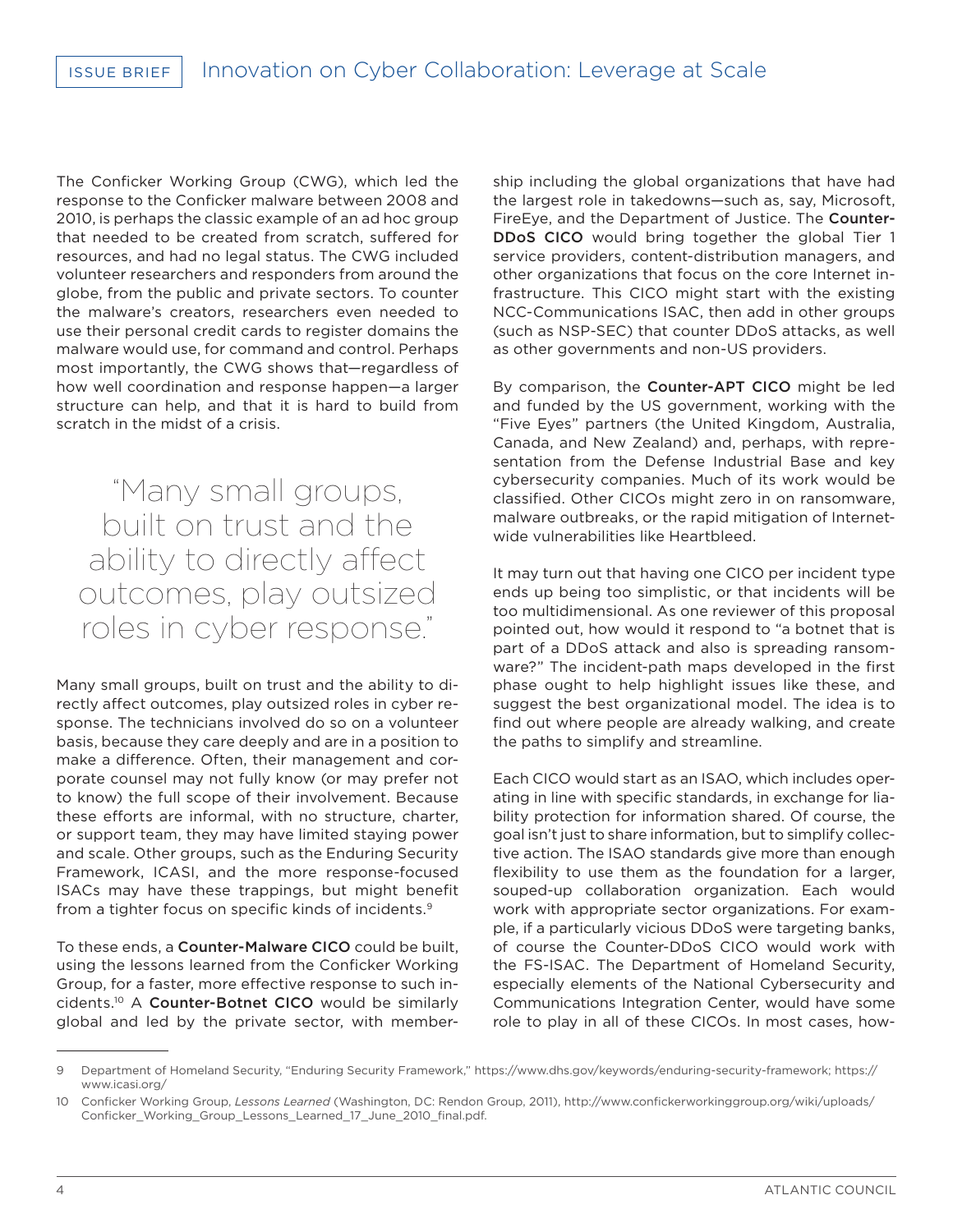The Conficker Working Group (CWG), which led the response to the Conficker malware between 2008 and 2010, is perhaps the classic example of an ad hoc group that needed to be created from scratch, suffered for resources, and had no legal status. The CWG included volunteer researchers and responders from around the globe, from the public and private sectors. To counter the malware's creators, researchers even needed to use their personal credit cards to register domains the malware would use, for command and control. Perhaps most importantly, the CWG shows that—regardless of how well coordination and response happen—a larger structure can help, and that it is hard to build from scratch in the midst of a crisis.

> "Many small groups, built on trust and the ability to directly affect outcomes, play outsized roles in cyber response."

Many small groups, built on trust and the ability to directly affect outcomes, play outsized roles in cyber response. The technicians involved do so on a volunteer basis, because they care deeply and are in a position to make a difference. Often, their management and corporate counsel may not fully know (or may prefer not to know) the full scope of their involvement. Because these efforts are informal, with no structure, charter, or support team, they may have limited staying power and scale. Other groups, such as the Enduring Security Framework, ICASI, and the more response-focused ISACs may have these trappings, but might benefit from a tighter focus on specific kinds of incidents.[9]

To these ends, a **Counter-Malware CICO** could be built, using the lessons learned from the Conficker Working Group, for a faster, more effective response to such incidents.[10] A **Counter-Botnet CICO** would be similarly global and led by the private sector, with membership including the global organizations that have had the largest role in takedowns—such as, say, Microsoft, FireEye, and the Department of Justice. The **Counter-DDoS CICO** would bring together the global Tier 1 service providers, content-distribution managers, and other organizations that focus on the core Internet infrastructure. This CICO might start with the existing NCC-Communications ISAC, then add in other groups (such as NSP-SEC) that counter DDoS attacks, as well as other governments and non-US providers.

By comparison, the **Counter-APT CICO** might be led and funded by the US government, working with the "Five Eyes" partners (the United Kingdom, Australia, Canada, and New Zealand) and, perhaps, with representation from the Defense Industrial Base and key cybersecurity companies. Much of its work would be classified. Other CICOs might zero in on ransomware, malware outbreaks, or the rapid mitigation of Internet-wide vulnerabilities like Heartbleed.

It may turn out that having one CICO per incident type ends up being too simplistic, or that incidents will be too multidimensional. As one reviewer of this proposal pointed out, how would it respond to "a botnet that is part of a DDoS attack and also is spreading ransomware?" The incident-path maps developed in the first phase ought to help highlight issues like these, and suggest the best organizational model. The idea is to find out where people are already walking, and create the paths to simplify and streamline.

Each CICO would start as an ISAO, which includes operating in line with specific standards, in exchange for liability protection for information shared. Of course, the goal isn't just to share information, but to simplify collective action. The ISAO standards give more than enough flexibility to use them as the foundation for a larger, souped-up collaboration organization. Each would work with appropriate sector organizations. For example, if a particularly vicious DDoS were targeting banks, of course the Counter-DDoS CICO would work with the FS-ISAC. The Department of Homeland Security, especially elements of the National Cybersecurity and Communications Integration Center, would have some role to play in all of these CICOs. In most cases, how-

---

9 Department of Homeland Security, "Enduring Security Framework," https://www.dhs.gov/keywords/enduring-security-framework; https://www.icasi.org/

10 Confìcker Working Group, *Lessons Learned* (Washington, DC: Rendon Group, 2011), http://www.confickerworkinggroup.org/wiki/uploads/Conficker_Working_Group_Lessons_Learned_17_June_2010_final.pdf.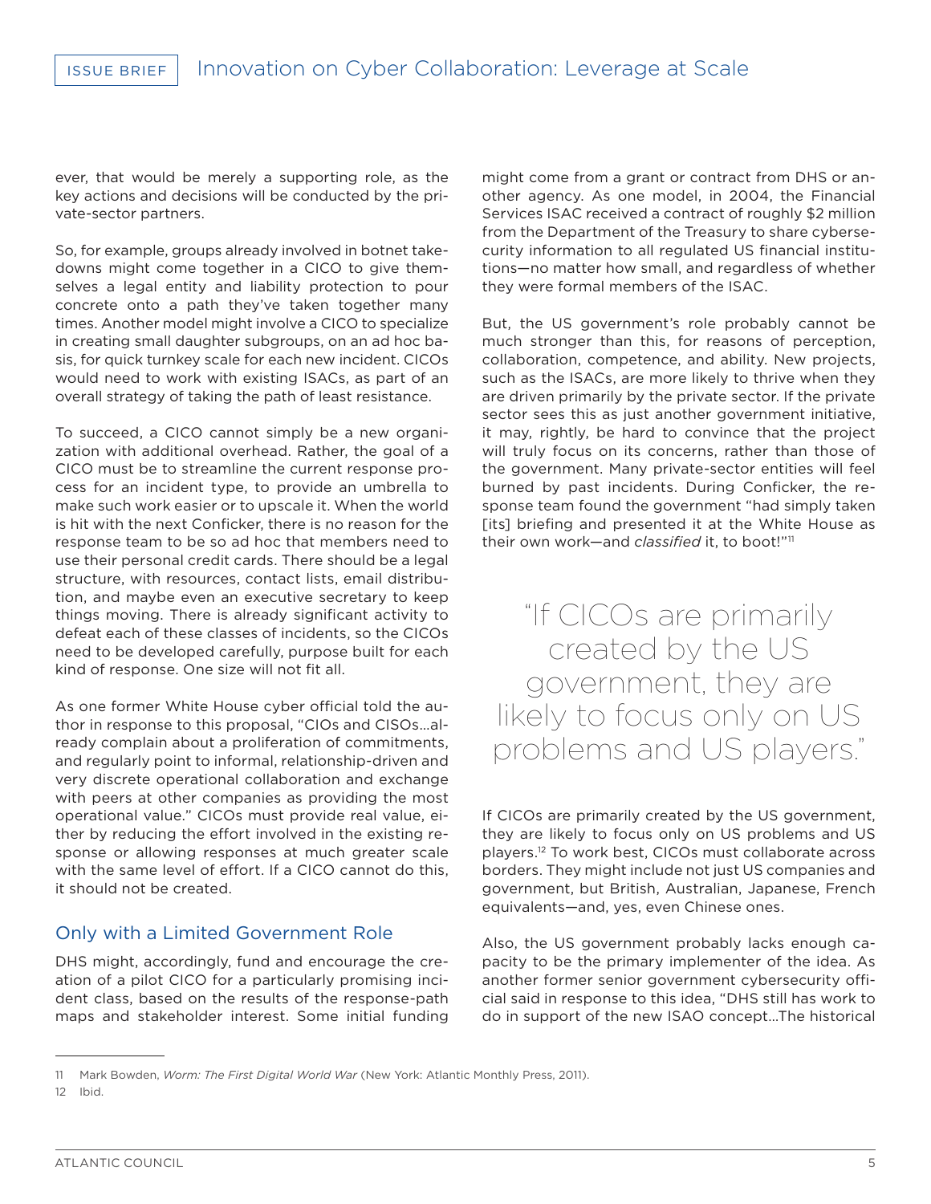ever, that would be merely a supporting role, as the key actions and decisions will be conducted by the private-sector partners.

So, for example, groups already involved in botnet takedowns might come together in a CICO to give themselves a legal entity and liability protection to pour concrete onto a path they've taken together many times. Another model might involve a CICO to specialize in creating small daughter subgroups, on an ad hoc basis, for quick turnkey scale for each new incident. CICOs would need to work with existing ISACs, as part of an overall strategy of taking the path of least resistance.

To succeed, a CICO cannot simply be a new organization with additional overhead. Rather, the goal of a CICO must be to streamline the current response process for an incident type, to provide an umbrella to make such work easier or to upscale it. When the world is hit with the next Conficker, there is no reason for the response team to be so ad hoc that members need to use their personal credit cards. There should be a legal structure, with resources, contact lists, email distribution, and maybe even an executive secretary to keep things moving. There is already significant activity to defeat each of these classes of incidents, so the CICOs need to be developed carefully, purpose built for each kind of response. One size will not fit all.

As one former White House cyber official told the author in response to this proposal, "CIOs and CISOs…already complain about a proliferation of commitments, and regularly point to informal, relationship-driven and very discrete operational collaboration and exchange with peers at other companies as providing the most operational value." CICOs must provide real value, either by reducing the effort involved in the existing response or allowing responses at much greater scale with the same level of effort. If a CICO cannot do this, it should not be created.

## Only with a Limited Government Role

DHS might, accordingly, fund and encourage the creation of a pilot CICO for a particularly promising incident class, based on the results of the response-path maps and stakeholder interest. Some initial funding might come from a grant or contract from DHS or another agency. As one model, in 2004, the Financial Services ISAC received a contract of roughly $2 million from the Department of the Treasury to share cybersecurity information to all regulated US financial institutions—no matter how small, and regardless of whether they were formal members of the ISAC.

But, the US government's role probably cannot be much stronger than this, for reasons of perception, collaboration, competence, and ability. New projects, such as the ISACs, are more likely to thrive when they are driven primarily by the private sector. If the private sector sees this as just another government initiative, it may, rightly, be hard to convince that the project will truly focus on its concerns, rather than those of the government. Many private-sector entities will feel burned by past incidents. During Conficker, the response team found the government "had simply taken [its] briefing and presented it at the White House as their own work—and *classified* it, to boot!"[11]

> "If CICOs are primarily created by the US government, they are likely to focus only on US problems and US players."

If CICOs are primarily created by the US government, they are likely to focus only on US problems and US players.[12] To work best, CICOs must collaborate across borders. They might include not just US companies and government, but British, Australian, Japanese, French equivalents—and, yes, even Chinese ones.

Also, the US government probably lacks enough capacity to be the primary implementer of the idea. As another former senior government cybersecurity official said in response to this idea, "DHS still has work to do in support of the new ISAO concept…The historical

---

11 Mark Bowden, *Worm: The First Digital World War* (New York: Atlantic Monthly Press, 2011).

12 Ibid.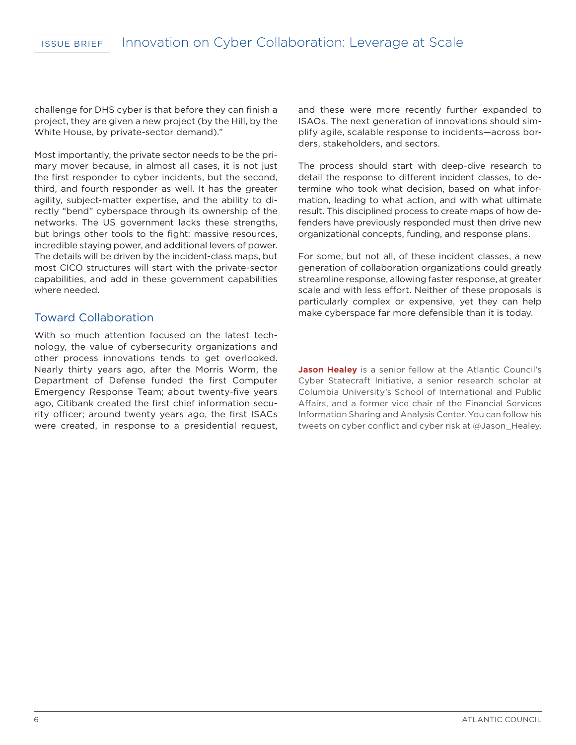challenge for DHS cyber is that before they can finish a project, they are given a new project (by the Hill, by the White House, by private-sector demand)."

Most importantly, the private sector needs to be the primary mover because, in almost all cases, it is not just the first responder to cyber incidents, but the second, third, and fourth responder as well. It has the greater agility, subject-matter expertise, and the ability to directly "bend" cyberspace through its ownership of the networks. The US government lacks these strengths, but brings other tools to the fight: massive resources, incredible staying power, and additional levers of power. The details will be driven by the incident-class maps, but most CICO structures will start with the private-sector capabilities, and add in these government capabilities where needed.

## Toward Collaboration

With so much attention focused on the latest technology, the value of cybersecurity organizations and other process innovations tends to get overlooked. Nearly thirty years ago, after the Morris Worm, the Department of Defense funded the first Computer Emergency Response Team; about twenty-five years ago, Citibank created the first chief information security officer; around twenty years ago, the first ISACs were created, in response to a presidential request, and these were more recently further expanded to ISAOs. The next generation of innovations should simplify agile, scalable response to incidents—across borders, stakeholders, and sectors.

The process should start with deep-dive research to detail the response to different incident classes, to determine who took what decision, based on what information, leading to what action, and with what ultimate result. This disciplined process to create maps of how defenders have previously responded must then drive new organizational concepts, funding, and response plans.

For some, but not all, of these incident classes, a new generation of collaboration organizations could greatly streamline response, allowing faster response, at greater scale and with less effort. Neither of these proposals is particularly complex or expensive, yet they can help make cyberspace far more defensible than it is today.

**Jason Healey** is a senior fellow at the Atlantic Council's Cyber Statecraft Initiative, a senior research scholar at Columbia University's School of International and Public Affairs, and a former vice chair of the Financial Services Information Sharing and Analysis Center. You can follow his tweets on cyber conflict and cyber risk at @Jason_Healey.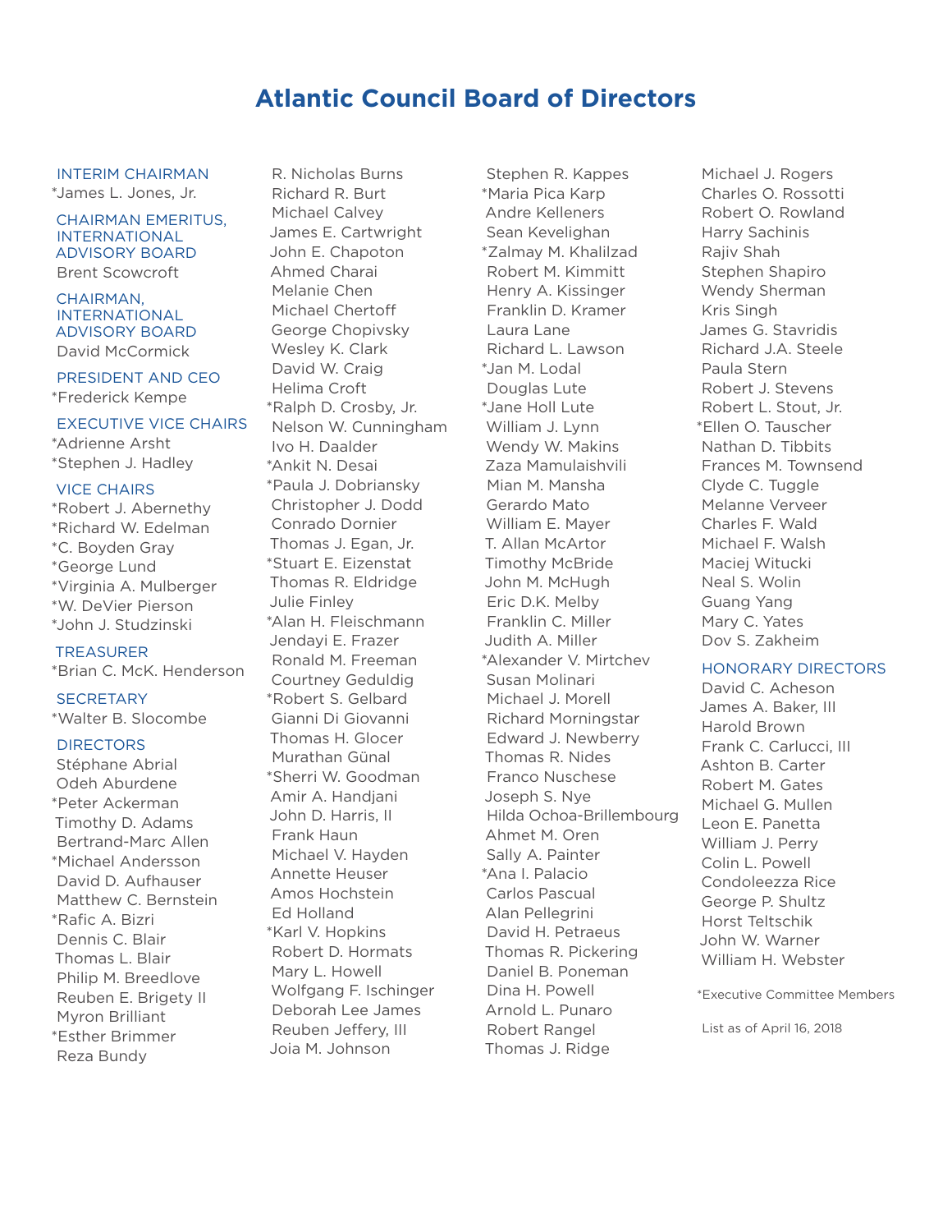# Atlantic Council Board of Directors

### INTERIM CHAIRMAN
*James L. Jones, Jr.

### CHAIRMAN EMERITUS, INTERNATIONAL ADVISORY BOARD
Brent Scowcroft

### CHAIRMAN, INTERNATIONAL ADVISORY BOARD
David McCormick

### PRESIDENT AND CEO
*Frederick Kempe

### EXECUTIVE VICE CHAIRS
*Adrienne Arsht
*Stephen J. Hadley

### VICE CHAIRS
*Robert J. Abernethy
*Richard W. Edelman
*C. Boyden Gray
*George Lund
*Virginia A. Mulberger
*W. DeVier Pierson
*John J. Studzinski

### TREASURER
*Brian C. McK. Henderson

### SECRETARY
*Walter B. Slocombe

### DIRECTORS
Stéphane Abrial
Odeh Aburdene
*Peter Ackerman
Timothy D. Adams
Bertrand-Marc Allen
*Michael Andersson
David D. Aufhauser
Matthew C. Bernstein
*Rafic A. Bizri
Dennis C. Blair
Thomas L. Blair
Philip M. Breedlove
Reuben E. Brigety II
Myron Brilliant
*Esther Brimmer
Reza Bundy
R. Nicholas Burns
Richard R. Burt
Michael Calvey
James E. Cartwright
John E. Chapoton
Ahmed Charai
Melanie Chen
Michael Chertoff
George Chopivsky
Wesley K. Clark
David W. Craig
Helima Croft
*Ralph D. Crosby, Jr.
Nelson W. Cunningham
Ivo H. Daalder
*Ankit N. Desai
*Paula J. Dobriansky
Christopher J. Dodd
Conrado Dornier
Thomas J. Egan, Jr.
*Stuart E. Eizenstat
Thomas R. Eldridge
Julie Finley
*Alan H. Fleischmann
Jendayi E. Frazer
Ronald M. Freeman
Courtney Geduldig
*Robert S. Gelbard
Gianni Di Giovanni
Thomas H. Glocer
Murathan Günal
*Sherri W. Goodman
Amir A. Handjani
John D. Harris, II
Frank Haun
Michael V. Hayden
Annette Heuser
Amos Hochstein
Ed Holland
*Karl V. Hopkins
Robert D. Hormats
Mary L. Howell
Wolfgang F. Ischinger
Deborah Lee James
Reuben Jeffery, III
Joia M. Johnson
Stephen R. Kappes
*Maria Pica Karp
Andre Kelleners
Sean Kevelighan
*Zalmay M. Khalilzad
Robert M. Kimmitt
Henry A. Kissinger
Franklin D. Kramer
Laura Lane
Richard L. Lawson
*Jan M. Lodal
Douglas Lute
*Jane Holl Lute
William J. Lynn
Wendy W. Makins
Zaza Mamulaishvili
Mian M. Mansha
Gerardo Mato
William E. Mayer
T. Allan McArtor
Timothy McBride
John M. McHugh
Eric D.K. Melby
Franklin C. Miller
Judith A. Miller
*Alexander V. Mirtchev
Susan Molinari
Michael J. Morell
Richard Morningstar
Edward J. Newberry
Thomas R. Nides
Franco Nuschese
Joseph S. Nye
Hilda Ochoa-Brillembourg
Ahmet M. Oren
Sally A. Painter
*Ana I. Palacio
Carlos Pascual
Alan Pellegrini
David H. Petraeus
Thomas R. Pickering
Daniel B. Poneman
Dina H. Powell
Arnold L. Punaro
Robert Rangel
Thomas J. Ridge
Michael J. Rogers
Charles O. Rossotti
Robert O. Rowland
Harry Sachinis
Rajiv Shah
Stephen Shapiro
Wendy Sherman
Kris Singh
James G. Stavridis
Richard J.A. Steele
Paula Stern
Robert J. Stevens
Robert L. Stout, Jr.
*Ellen O. Tauscher
Nathan D. Tibbits
Frances M. Townsend
Clyde C. Tuggle
Melanne Verveer
Charles F. Wald
Michael F. Walsh
Maciej Witucki
Neal S. Wolin
Guang Yang
Mary C. Yates
Dov S. Zakheim

### HONORARY DIRECTORS
David C. Acheson
James A. Baker, III
Harold Brown
Frank C. Carlucci, III
Ashton B. Carter
Robert M. Gates
Michael G. Mullen
Leon E. Panetta
William J. Perry
Colin L. Powell
Condoleezza Rice
George P. Shultz
Horst Teltschik
John W. Warner
William H. Webster

*Executive Committee Members

List as of April 16, 2018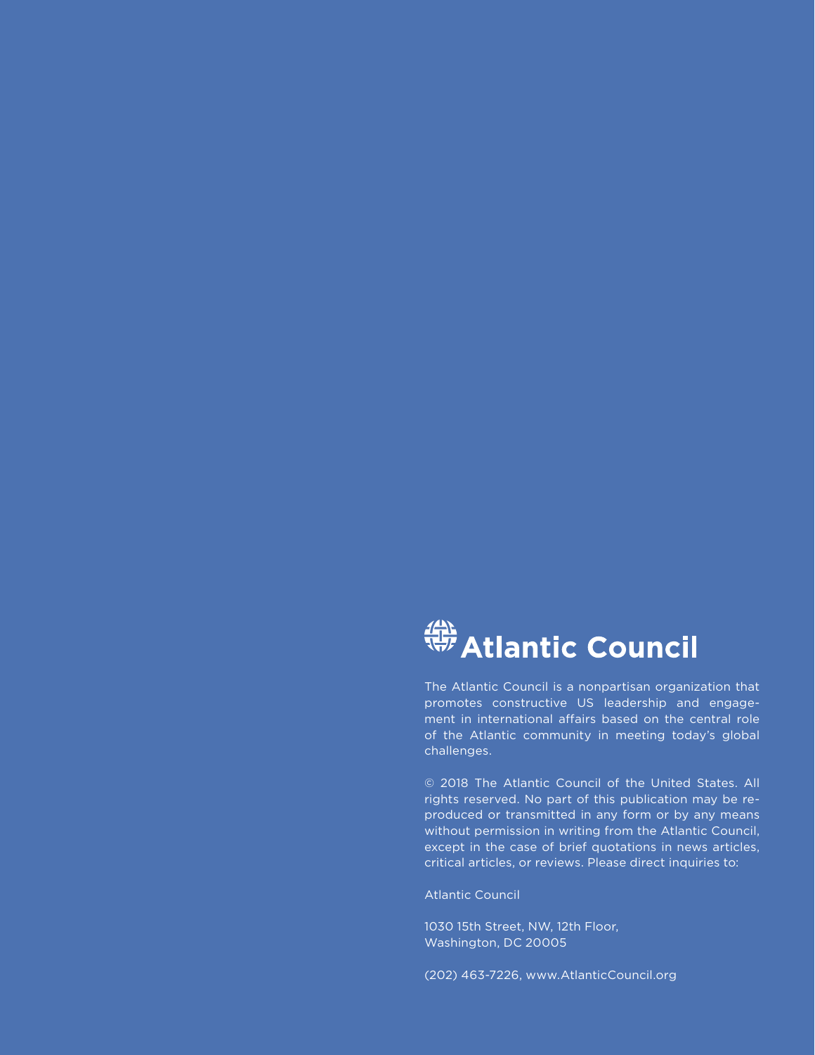# Atlantic Council

The Atlantic Council is a nonpartisan organization that promotes constructive US leadership and engagement in international affairs based on the central role of the Atlantic community in meeting today's global challenges.

© 2018 The Atlantic Council of the United States. All rights reserved. No part of this publication may be reproduced or transmitted in any form or by any means without permission in writing from the Atlantic Council, except in the case of brief quotations in news articles, critical articles, or reviews. Please direct inquiries to:

Atlantic Council

1030 15th Street, NW, 12th Floor,
Washington, DC 20005

(202) 463-7226, www.AtlanticCouncil.org